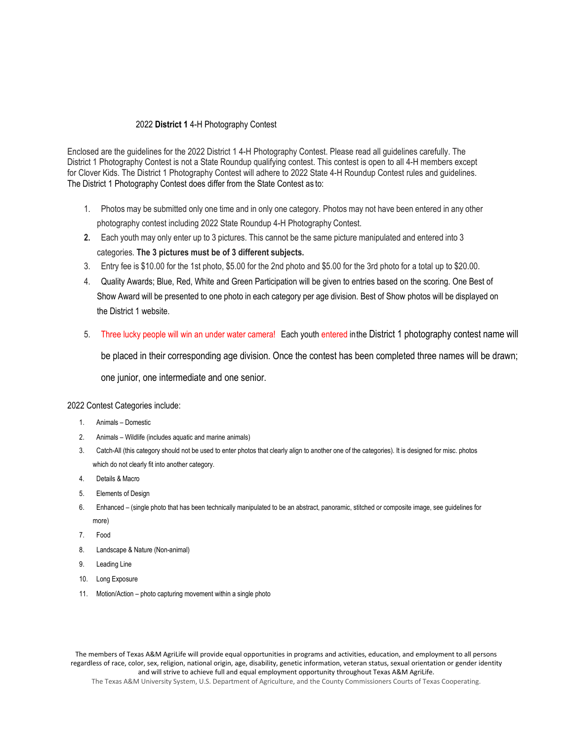# 2022 **District 1** 4-H Photography Contest

Enclosed are the guidelines for the 2022 District 1 4-H Photography Contest. Please read all guidelines carefully. The District 1 Photography Contest is not a State Roundup qualifying contest. This contest is open to all 4-H members except for Clover Kids. The District 1 Photography Contest will adhere to 2022 State 4-H Roundup Contest rules and guidelines. The District 1 Photography Contest does differ from the State Contest as to:

1. Photos may be submitted only one time and in only one category. Photos may not have been entered in any other photography contest including 2022 State Roundup 4-H Photography Contest.
2. Each youth may only enter up to 3 pictures. This cannot be the same picture manipulated and entered into 3 categories. **The 3 pictures must be of 3 different subjects.**
3. Entry fee is $10.00 for the 1st photo, $5.00 for the 2nd photo and $5.00 for the 3rd photo for a total up to $20.00.
4. Quality Awards; Blue, Red, White and Green Participation will be given to entries based on the scoring. One Best of Show Award will be presented to one photo in each category per age division. Best of Show photos will be displayed on the District 1 website.
5. Three lucky people will win an under water camera! Each youth entered in the District 1 photography contest name will be placed in their corresponding age division. Once the contest has been completed three names will be drawn; one junior, one intermediate and one senior.

2022 Contest Categories include:

1. Animals – Domestic
2. Animals – Wildlife (includes aquatic and marine animals)
3. Catch-All (this category should not be used to enter photos that clearly align to another one of the categories). It is designed for misc. photos which do not clearly fit into another category.
4. Details & Macro
5. Elements of Design
6. Enhanced – (single photo that has been technically manipulated to be an abstract, panoramic, stitched or composite image, see guidelines for more)
7. Food
8. Landscape & Nature (Non-animal)
9. Leading Line
10. Long Exposure
11. Motion/Action – photo capturing movement within a single photo

The members of Texas A&M AgriLife will provide equal opportunities in programs and activities, education, and employment to all persons regardless of race, color, sex, religion, national origin, age, disability, genetic information, veteran status, sexual orientation or gender identity and will strive to achieve full and equal employment opportunity throughout Texas A&M AgriLife.

The Texas A&M University System, U.S. Department of Agriculture, and the County Commissioners Courts of Texas Cooperating.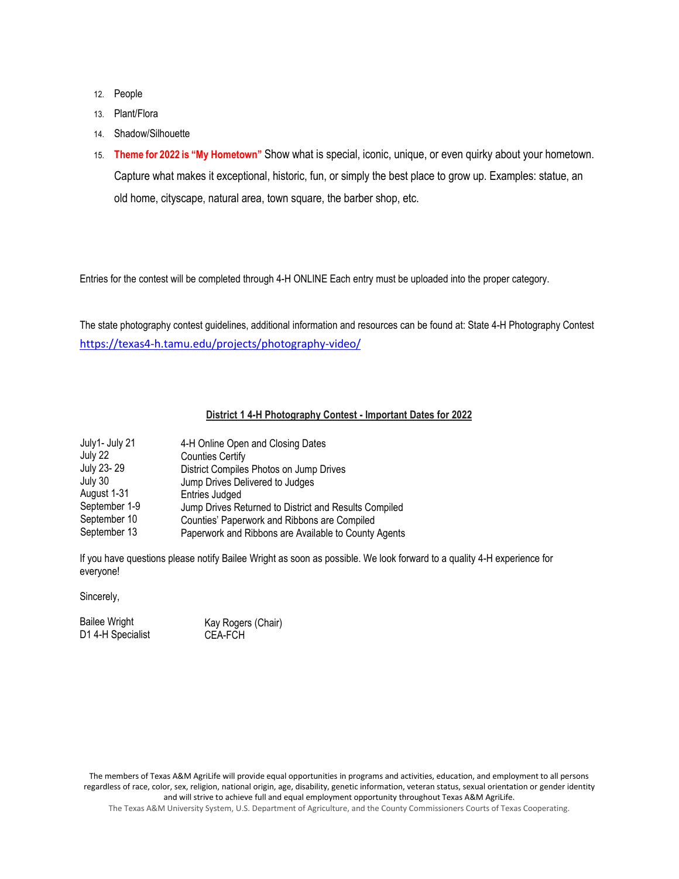12. People
13. Plant/Flora
14. Shadow/Silhouette
15. **Theme for 2022 is "My Hometown"** Show what is special, iconic, unique, or even quirky about your hometown. Capture what makes it exceptional, historic, fun, or simply the best place to grow up. Examples: statue, an old home, cityscape, natural area, town square, the barber shop, etc.

Entries for the contest will be completed through 4-H ONLINE Each entry must be uploaded into the proper category.

The state photography contest guidelines, additional information and resources can be found at: State 4-H Photography Contest https://texas4-h.tamu.edu/projects/photography-video/

**District 1 4-H Photography Contest - Important Dates for 2022**

| | |
|---|---|
| July1- July 21 | 4-H Online Open and Closing Dates |
| July 22 | Counties Certify |
| July 23- 29 | District Compiles Photos on Jump Drives |
| July 30 | Jump Drives Delivered to Judges |
| August 1-31 | Entries Judged |
| September 1-9 | Jump Drives Returned to District and Results Compiled |
| September 10 | Counties' Paperwork and Ribbons are Compiled |
| September 13 | Paperwork and Ribbons are Available to County Agents |

If you have questions please notify Bailee Wright as soon as possible. We look forward to a quality 4-H experience for everyone!

Sincerely,

Bailee Wright
D1 4-H Specialist

Kay Rogers (Chair)
CEA-FCH

The members of Texas A&M AgriLife will provide equal opportunities in programs and activities, education, and employment to all persons regardless of race, color, sex, religion, national origin, age, disability, genetic information, veteran status, sexual orientation or gender identity and will strive to achieve full and equal employment opportunity throughout Texas A&M AgriLife.
The Texas A&M University System, U.S. Department of Agriculture, and the County Commissioners Courts of Texas Cooperating.